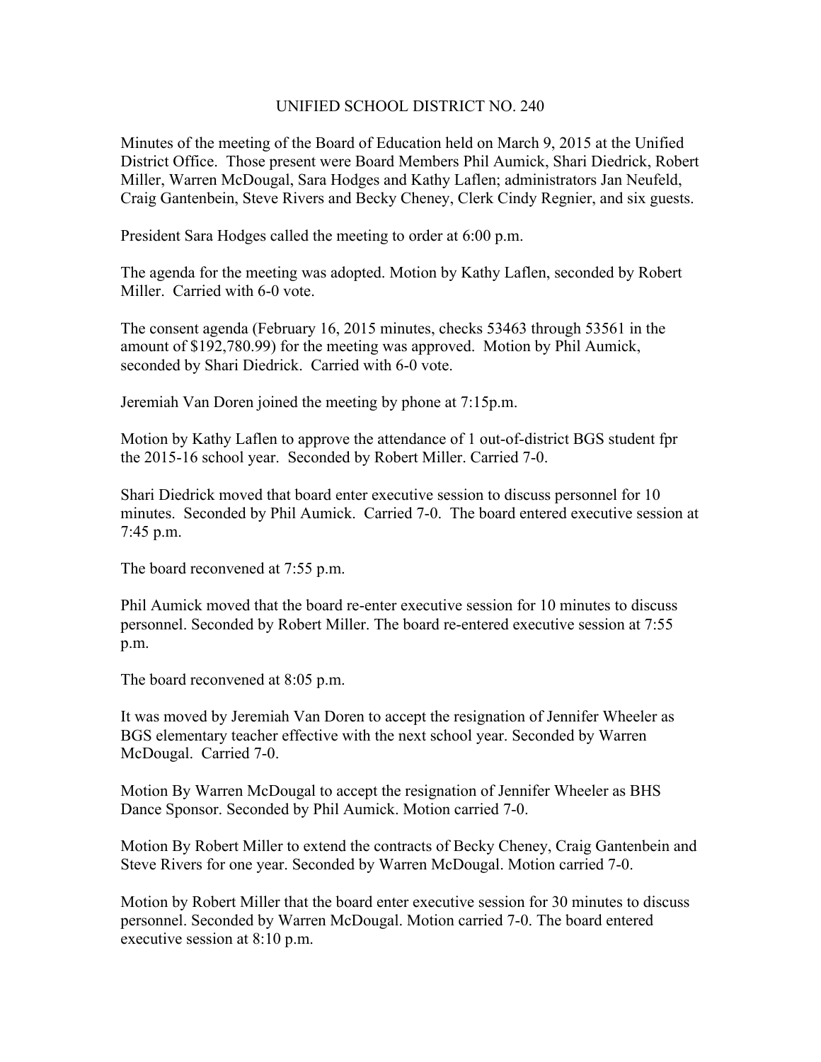# UNIFIED SCHOOL DISTRICT NO. 240

Minutes of the meeting of the Board of Education held on March 9, 2015 at the Unified District Office. Those present were Board Members Phil Aumick, Shari Diedrick, Robert Miller, Warren McDougal, Sara Hodges and Kathy Laflen; administrators Jan Neufeld, Craig Gantenbein, Steve Rivers and Becky Cheney, Clerk Cindy Regnier, and six guests.

President Sara Hodges called the meeting to order at 6:00 p.m.

The agenda for the meeting was adopted. Motion by Kathy Laflen, seconded by Robert Miller. Carried with 6-0 vote.

The consent agenda (February 16, 2015 minutes, checks 53463 through 53561 in the amount of $192,780.99) for the meeting was approved. Motion by Phil Aumick, seconded by Shari Diedrick. Carried with 6-0 vote.

Jeremiah Van Doren joined the meeting by phone at 7:15p.m.

Motion by Kathy Laflen to approve the attendance of 1 out-of-district BGS student fpr the 2015-16 school year. Seconded by Robert Miller. Carried 7-0.

Shari Diedrick moved that board enter executive session to discuss personnel for 10 minutes. Seconded by Phil Aumick. Carried 7-0. The board entered executive session at 7:45 p.m.

The board reconvened at 7:55 p.m.

Phil Aumick moved that the board re-enter executive session for 10 minutes to discuss personnel. Seconded by Robert Miller. The board re-entered executive session at 7:55 p.m.

The board reconvened at 8:05 p.m.

It was moved by Jeremiah Van Doren to accept the resignation of Jennifer Wheeler as BGS elementary teacher effective with the next school year. Seconded by Warren McDougal. Carried 7-0.

Motion By Warren McDougal to accept the resignation of Jennifer Wheeler as BHS Dance Sponsor. Seconded by Phil Aumick. Motion carried 7-0.

Motion By Robert Miller to extend the contracts of Becky Cheney, Craig Gantenbein and Steve Rivers for one year. Seconded by Warren McDougal. Motion carried 7-0.

Motion by Robert Miller that the board enter executive session for 30 minutes to discuss personnel. Seconded by Warren McDougal. Motion carried 7-0. The board entered executive session at 8:10 p.m.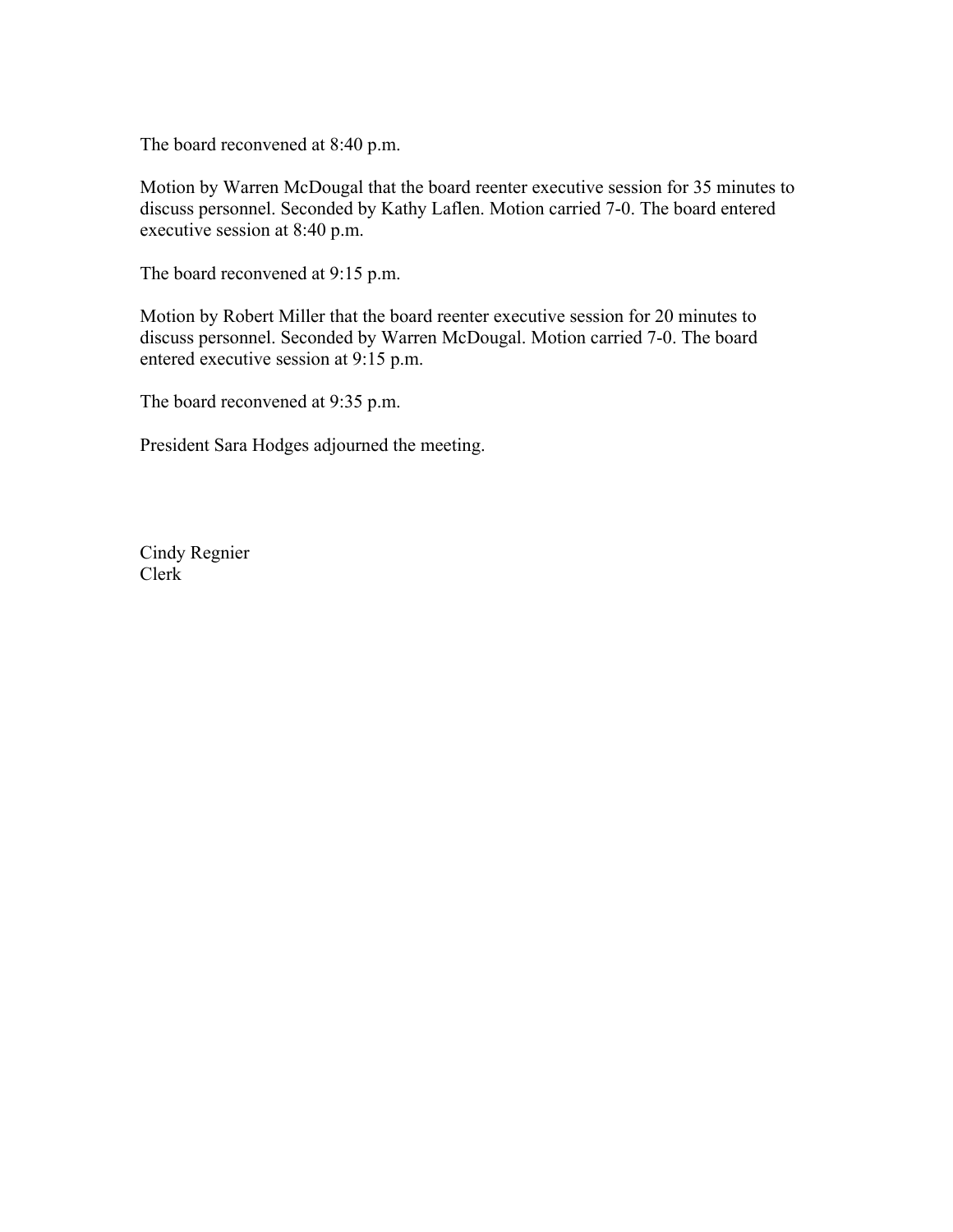The board reconvened at 8:40 p.m.

Motion by Warren McDougal that the board reenter executive session for 35 minutes to discuss personnel. Seconded by Kathy Laflen. Motion carried 7-0. The board entered executive session at 8:40 p.m.

The board reconvened at 9:15 p.m.

Motion by Robert Miller that the board reenter executive session for 20 minutes to discuss personnel. Seconded by Warren McDougal. Motion carried 7-0. The board entered executive session at 9:15 p.m.

The board reconvened at 9:35 p.m.

President Sara Hodges adjourned the meeting.

Cindy Regnier
Clerk